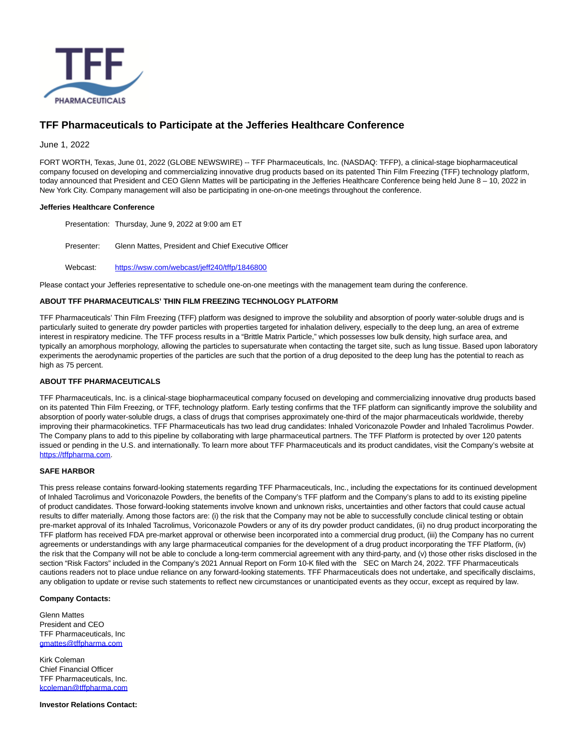# TFF Pharmaceuticals to Participate at the Jefferies Healthcare Conference

June 1, 2022

FORT WORTH, Texas, June 01, 2022 (GLOBE NEWSWIRE) -- TFF Pharmaceuticals, Inc. (NASDAQ: TFFP), a clinical-stage biopharmaceutical company focused on developing and commercializing innovative drug products based on its patented Thin Film Freezing (TFF) technology platform, today announced that President and CEO Glenn Mattes will be participating in the Jefferies Healthcare Conference being held June 8 – 10, 2022 in New York City. Company management will also be participating in one-on-one meetings throughout the conference.

**Jefferies Healthcare Conference**

Presentation: Thursday, June 9, 2022 at 9:00 am ET

Presenter: Glenn Mattes, President and Chief Executive Officer

Webcast: https://wsw.com/webcast/jeff240/tffp/1846800

Please contact your Jefferies representative to schedule one-on-one meetings with the management team during the conference.

**ABOUT TFF PHARMACEUTICALS' THIN FILM FREEZING TECHNOLOGY PLATFORM**

TFF Pharmaceuticals' Thin Film Freezing (TFF) platform was designed to improve the solubility and absorption of poorly water-soluble drugs and is particularly suited to generate dry powder particles with properties targeted for inhalation delivery, especially to the deep lung, an area of extreme interest in respiratory medicine. The TFF process results in a "Brittle Matrix Particle," which possesses low bulk density, high surface area, and typically an amorphous morphology, allowing the particles to supersaturate when contacting the target site, such as lung tissue. Based upon laboratory experiments the aerodynamic properties of the particles are such that the portion of a drug deposited to the deep lung has the potential to reach as high as 75 percent.

**ABOUT TFF PHARMACEUTICALS**

TFF Pharmaceuticals, Inc. is a clinical-stage biopharmaceutical company focused on developing and commercializing innovative drug products based on its patented Thin Film Freezing, or TFF, technology platform. Early testing confirms that the TFF platform can significantly improve the solubility and absorption of poorly water-soluble drugs, a class of drugs that comprises approximately one-third of the major pharmaceuticals worldwide, thereby improving their pharmacokinetics. TFF Pharmaceuticals has two lead drug candidates: Inhaled Voriconazole Powder and Inhaled Tacrolimus Powder. The Company plans to add to this pipeline by collaborating with large pharmaceutical partners. The TFF Platform is protected by over 120 patents issued or pending in the U.S. and internationally. To learn more about TFF Pharmaceuticals and its product candidates, visit the Company's website at https://tffpharma.com.

**SAFE HARBOR**

This press release contains forward-looking statements regarding TFF Pharmaceuticals, Inc., including the expectations for its continued development of Inhaled Tacrolimus and Voriconazole Powders, the benefits of the Company's TFF platform and the Company's plans to add to its existing pipeline of product candidates. Those forward-looking statements involve known and unknown risks, uncertainties and other factors that could cause actual results to differ materially. Among those factors are: (i) the risk that the Company may not be able to successfully conclude clinical testing or obtain pre-market approval of its Inhaled Tacrolimus, Voriconazole Powders or any of its dry powder product candidates, (ii) no drug product incorporating the TFF platform has received FDA pre-market approval or otherwise been incorporated into a commercial drug product, (iii) the Company has no current agreements or understandings with any large pharmaceutical companies for the development of a drug product incorporating the TFF Platform, (iv) the risk that the Company will not be able to conclude a long-term commercial agreement with any third-party, and (v) those other risks disclosed in the section "Risk Factors" included in the Company's 2021 Annual Report on Form 10-K filed with the SEC on March 24, 2022. TFF Pharmaceuticals cautions readers not to place undue reliance on any forward-looking statements. TFF Pharmaceuticals does not undertake, and specifically disclaims, any obligation to update or revise such statements to reflect new circumstances or unanticipated events as they occur, except as required by law.

**Company Contacts:**

Glenn Mattes
President and CEO
TFF Pharmaceuticals, Inc
gmattes@tffpharma.com

Kirk Coleman
Chief Financial Officer
TFF Pharmaceuticals, Inc.
kcoleman@tffpharma.com

**Investor Relations Contact:**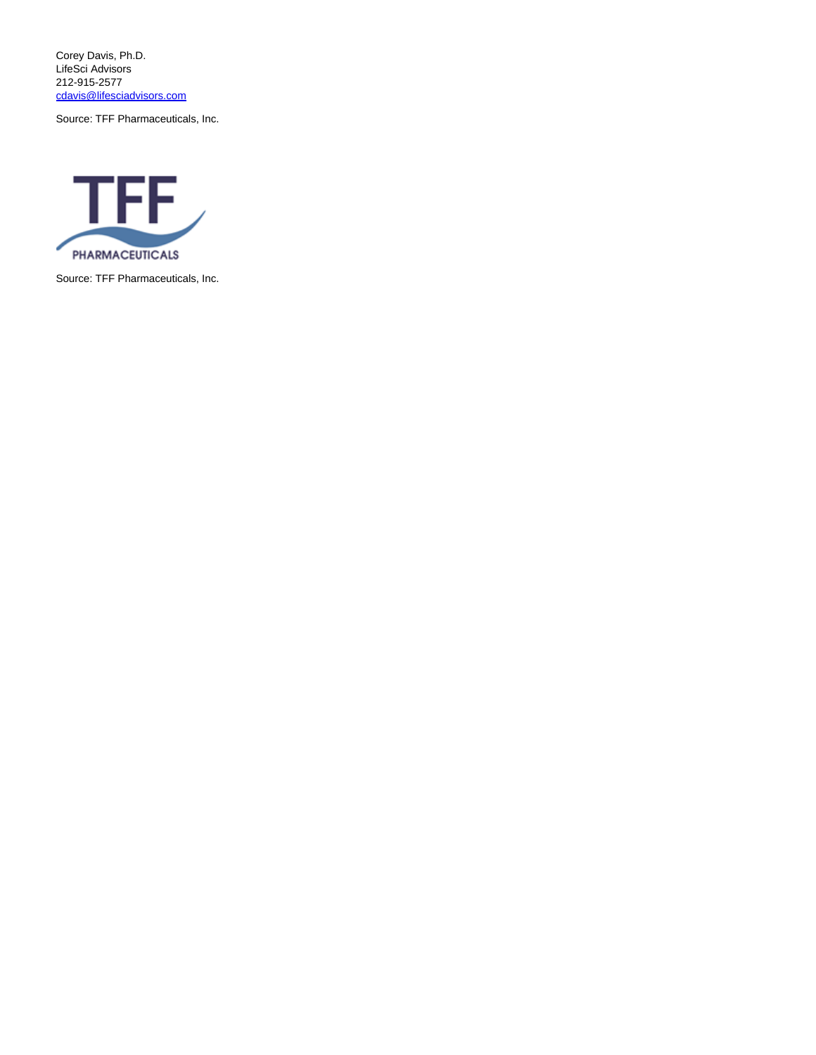Corey Davis, Ph.D.
LifeSci Advisors
212-915-2577
cdavis@lifesciadvisors.com

Source: TFF Pharmaceuticals, Inc.

Source: TFF Pharmaceuticals, Inc.